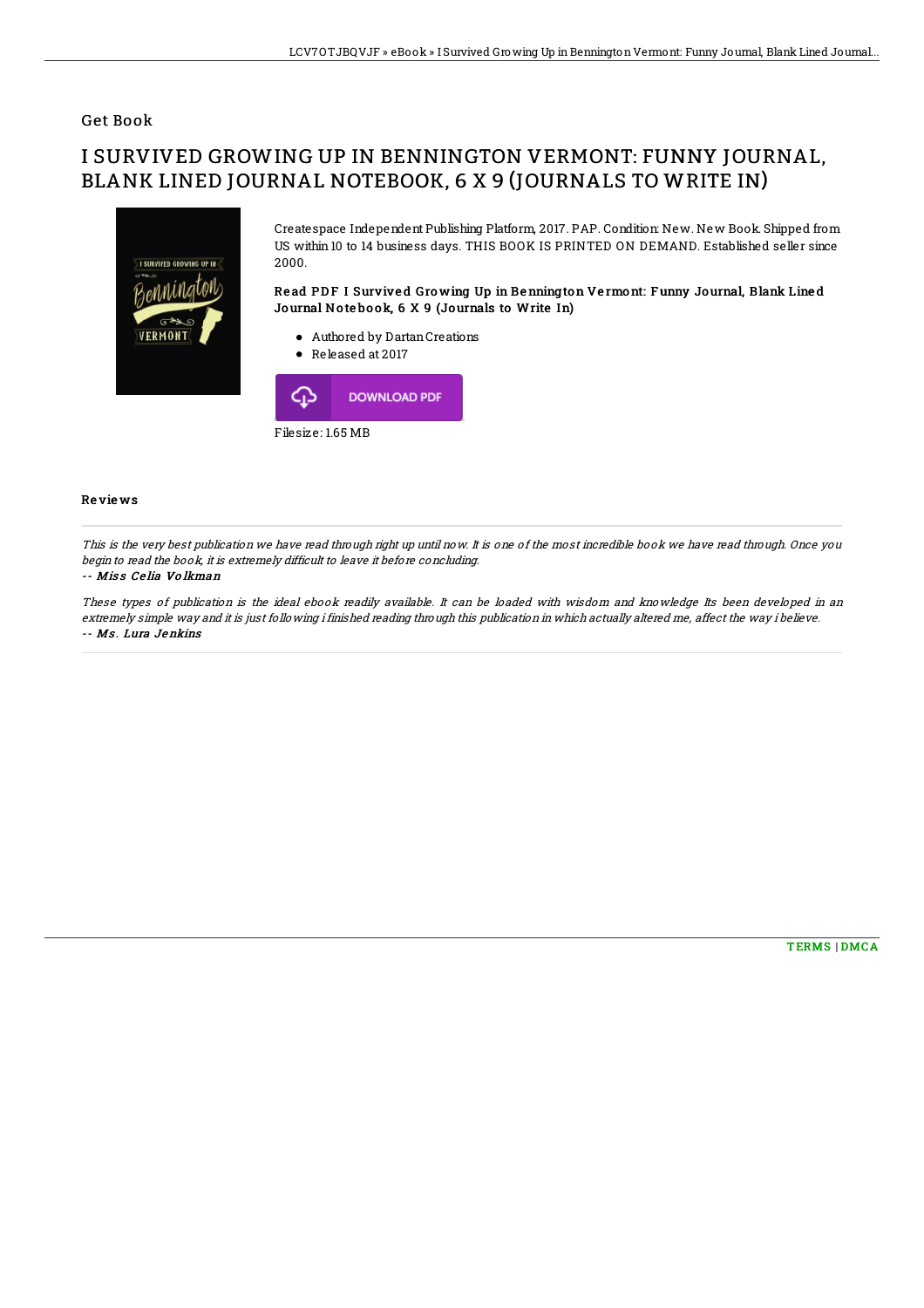## Get Book

# I SURVIVED GROWING UP IN BENNINGTON VERMONT: FUNNY JOURNAL, BLANK LINED JOURNAL NOTEBOOK, 6 X 9 (JOURNALS TO WRITE IN)

Createspace Independent Publishing Platform, 2017. PAP. Condition: New. New Book. Shipped from US within 10 to 14 business days. THIS BOOK IS PRINTED ON DEMAND. Established seller since 2000.

### Read PDF I Survived Growing Up in Bennington Vermont: Funny Journal, Blank Lined Journal Notebook, 6 X 9 (Journals to Write In)

- Authored by Dartan Creations
- Released at 2017

DOWNLOAD PDF

Filesize: 1.65 MB

### Reviews

*This is the very best publication we have read through right up until now. It is one of the most incredible book we have read through. Once you begin to read the book, it is extremely difficult to leave it before concluding.*

-- *Miss Celia Volkman*

*These types of publication is the ideal ebook readily available. It can be loaded with wisdom and knowledge Its been developed in an extremely simple way and it is just following i finished reading through this publication in which actually altered me, affect the way i believe.*

-- *Ms. Lura Jenkins*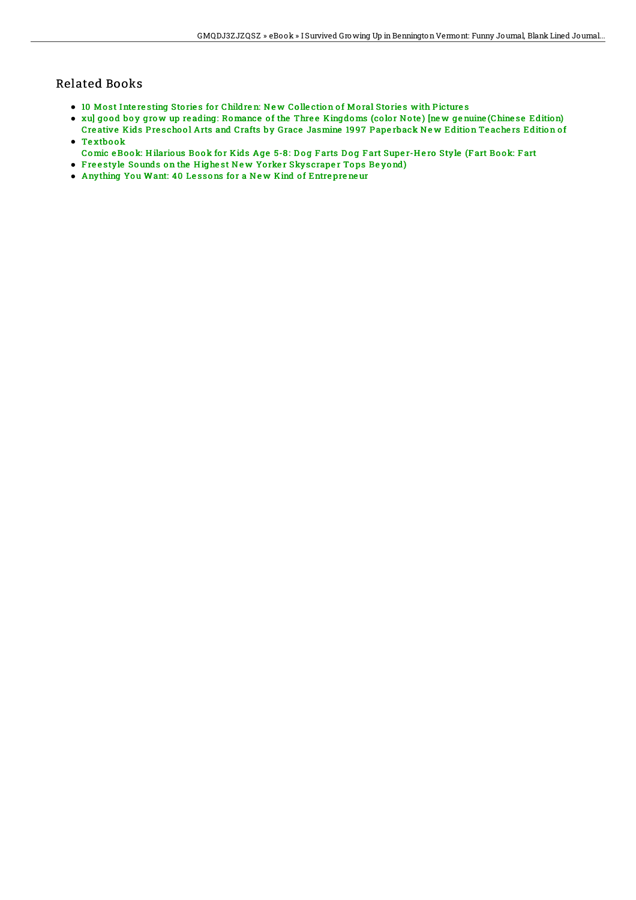## Related Books

- 10 Most Interesting Stories for Children: New Collection of Moral Stories with Pictures
- xu] good boy grow up reading: Romance of the Three Kingdoms (color Note) [new genuine(Chinese Edition)
- Creative Kids Preschool Arts and Crafts by Grace Jasmine 1997 Paperback New Edition Teachers Edition of Textbook
- Comic eBook: Hilarious Book for Kids Age 5-8: Dog Farts Dog Fart Super-Hero Style (Fart Book: Fart Freestyle Sounds on the Highest New Yorker Skyscraper Tops Beyond)
- Anything You Want: 40 Lessons for a New Kind of Entrepreneur